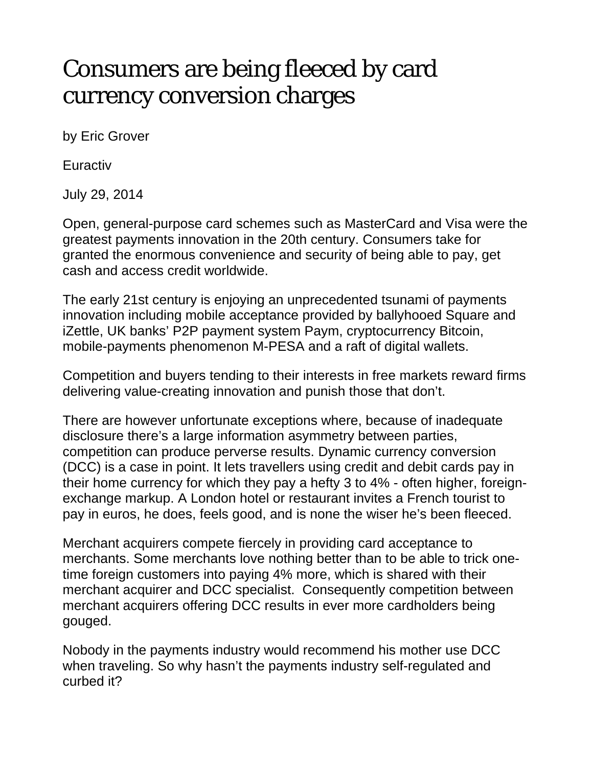# Consumers are being fleeced by card currency conversion charges

by Eric Grover

Euractiv

July 29, 2014

Open, general-purpose card schemes such as MasterCard and Visa were the greatest payments innovation in the 20th century. Consumers take for granted the enormous convenience and security of being able to pay, get cash and access credit worldwide.

The early 21st century is enjoying an unprecedented tsunami of payments innovation including mobile acceptance provided by ballyhooed Square and iZettle, UK banks' P2P payment system Paym, cryptocurrency Bitcoin, mobile-payments phenomenon M-PESA and a raft of digital wallets.

Competition and buyers tending to their interests in free markets reward firms delivering value-creating innovation and punish those that don't.

There are however unfortunate exceptions where, because of inadequate disclosure there's a large information asymmetry between parties, competition can produce perverse results. Dynamic currency conversion (DCC) is a case in point. It lets travellers using credit and debit cards pay in their home currency for which they pay a hefty 3 to 4% - often higher, foreign-exchange markup. A London hotel or restaurant invites a French tourist to pay in euros, he does, feels good, and is none the wiser he's been fleeced.

Merchant acquirers compete fiercely in providing card acceptance to merchants. Some merchants love nothing better than to be able to trick one-time foreign customers into paying 4% more, which is shared with their merchant acquirer and DCC specialist. Consequently competition between merchant acquirers offering DCC results in ever more cardholders being gouged.

Nobody in the payments industry would recommend his mother use DCC when traveling. So why hasn't the payments industry self-regulated and curbed it?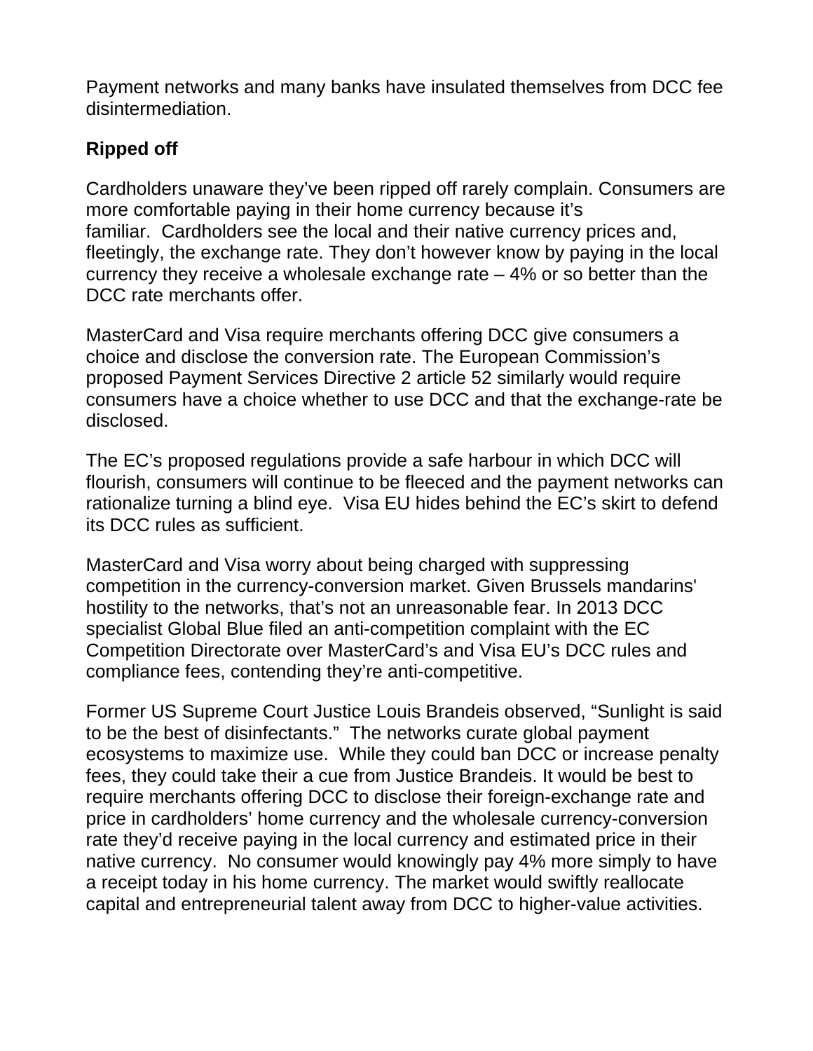Payment networks and many banks have insulated themselves from DCC fee disintermediation.

**Ripped off**

Cardholders unaware they've been ripped off rarely complain. Consumers are more comfortable paying in their home currency because it's familiar. Cardholders see the local and their native currency prices and, fleetingly, the exchange rate. They don't however know by paying in the local currency they receive a wholesale exchange rate – 4% or so better than the DCC rate merchants offer.

MasterCard and Visa require merchants offering DCC give consumers a choice and disclose the conversion rate. The European Commission's proposed Payment Services Directive 2 article 52 similarly would require consumers have a choice whether to use DCC and that the exchange-rate be disclosed.

The EC's proposed regulations provide a safe harbour in which DCC will flourish, consumers will continue to be fleeced and the payment networks can rationalize turning a blind eye. Visa EU hides behind the EC's skirt to defend its DCC rules as sufficient.

MasterCard and Visa worry about being charged with suppressing competition in the currency-conversion market. Given Brussels mandarins' hostility to the networks, that's not an unreasonable fear. In 2013 DCC specialist Global Blue filed an anti-competition complaint with the EC Competition Directorate over MasterCard's and Visa EU's DCC rules and compliance fees, contending they're anti-competitive.

Former US Supreme Court Justice Louis Brandeis observed, "Sunlight is said to be the best of disinfectants." The networks curate global payment ecosystems to maximize use. While they could ban DCC or increase penalty fees, they could take their a cue from Justice Brandeis. It would be best to require merchants offering DCC to disclose their foreign-exchange rate and price in cardholders' home currency and the wholesale currency-conversion rate they'd receive paying in the local currency and estimated price in their native currency. No consumer would knowingly pay 4% more simply to have a receipt today in his home currency. The market would swiftly reallocate capital and entrepreneurial talent away from DCC to higher-value activities.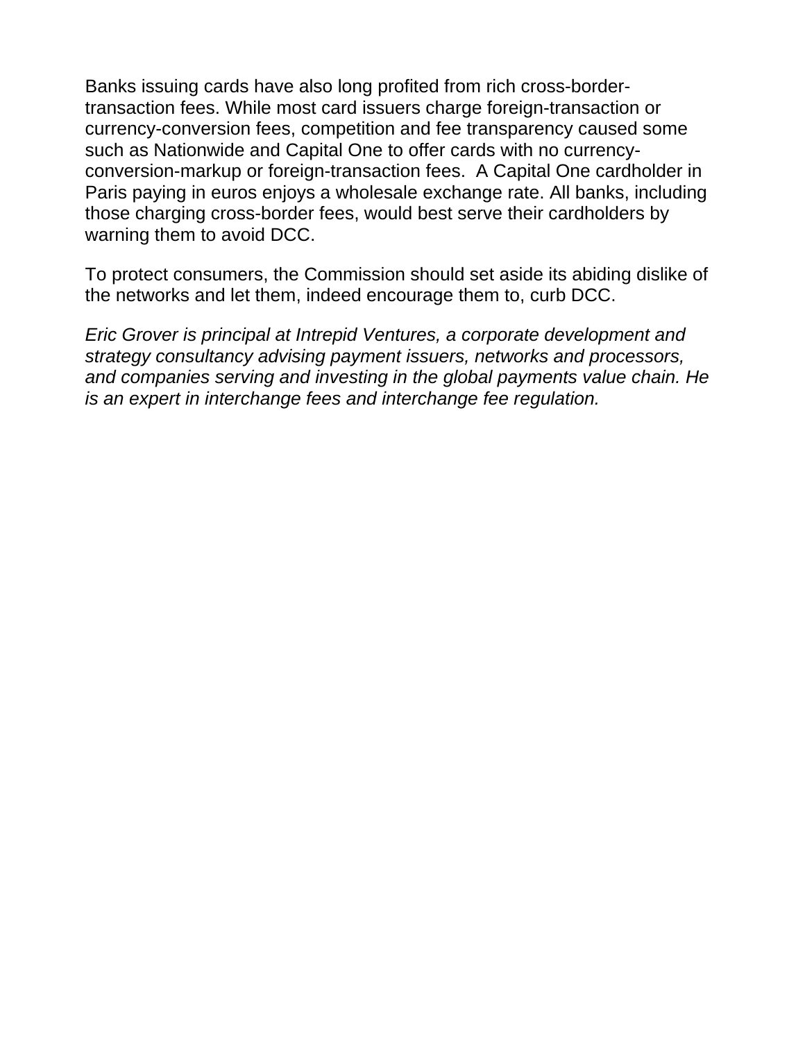Banks issuing cards have also long profited from rich cross-border-transaction fees. While most card issuers charge foreign-transaction or currency-conversion fees, competition and fee transparency caused some such as Nationwide and Capital One to offer cards with no currency-conversion-markup or foreign-transaction fees.  A Capital One cardholder in Paris paying in euros enjoys a wholesale exchange rate. All banks, including those charging cross-border fees, would best serve their cardholders by warning them to avoid DCC.

To protect consumers, the Commission should set aside its abiding dislike of the networks and let them, indeed encourage them to, curb DCC.

*Eric Grover is principal at Intrepid Ventures, a corporate development and strategy consultancy advising payment issuers, networks and processors, and companies serving and investing in the global payments value chain. He is an expert in interchange fees and interchange fee regulation.*